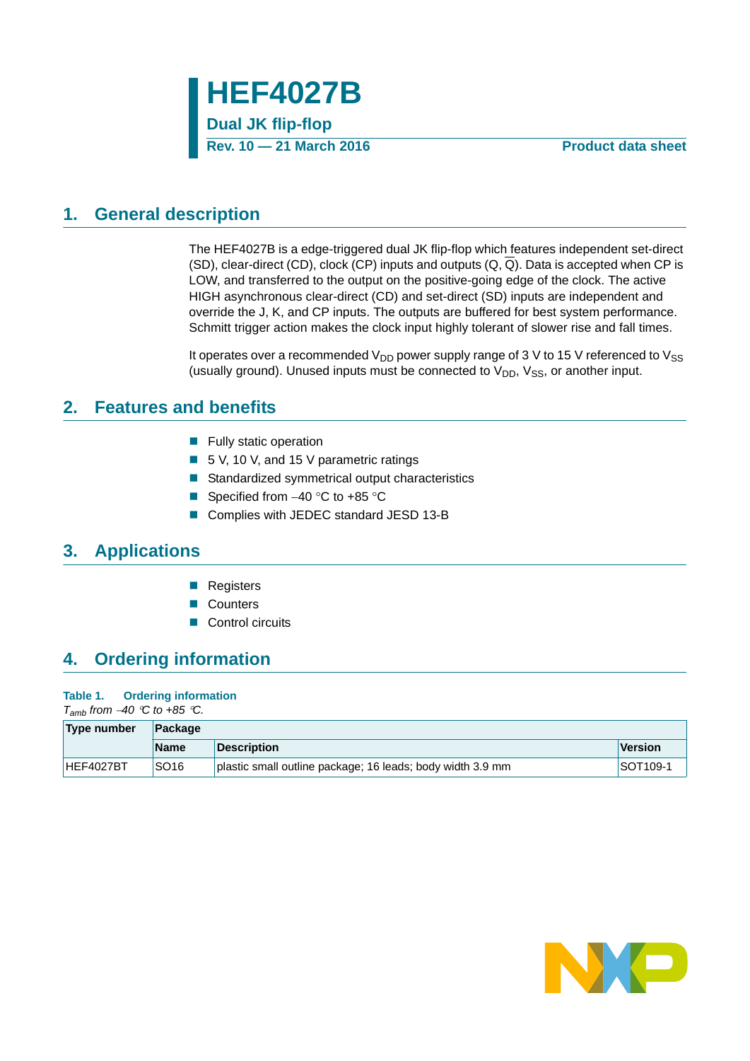# HEF4027B

**Dual JK flip-flop**

**Rev. 10 — 21 March 2016** **Product data sheet**

## 1. General description

The HEF4027B is a edge-triggered dual JK flip-flop which features independent set-direct (SD), clear-direct (CD), clock (CP) inputs and outputs (Q, $\overline{Q}$). Data is accepted when CP is LOW, and transferred to the output on the positive-going edge of the clock. The active HIGH asynchronous clear-direct (CD) and set-direct (SD) inputs are independent and override the J, K, and CP inputs. The outputs are buffered for best system performance. Schmitt trigger action makes the clock input highly tolerant of slower rise and fall times.

It operates over a recommended $V_{DD}$ power supply range of 3 V to 15 V referenced to $V_{SS}$ (usually ground). Unused inputs must be connected to $V_{DD}$, $V_{SS}$, or another input.

## 2. Features and benefits

- Fully static operation
- 5 V, 10 V, and 15 V parametric ratings
- Standardized symmetrical output characteristics
- Specified from −40 °C to +85 °C
- Complies with JEDEC standard JESD 13-B

## 3. Applications

- Registers
- Counters
- Control circuits

## 4. Ordering information

**Table 1. Ordering information**

*$T_{amb}$ from −40 °C to +85 °C.*

| Type number | Package | | |
|---|---|---|---|
| | Name | Description | Version |
| HEF4027BT | SO16 | plastic small outline package; 16 leads; body width 3.9 mm | SOT109-1 |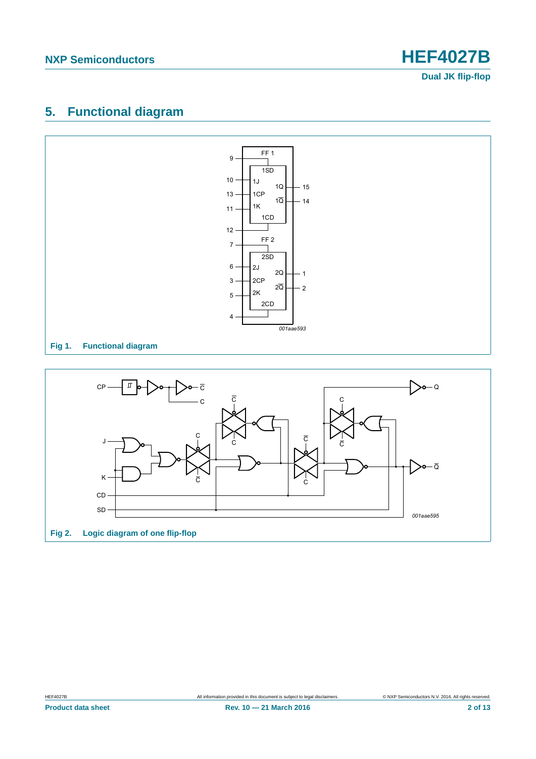## 5. Functional diagram

Fig 1. Functional diagram

Fig 2. Logic diagram of one flip-flop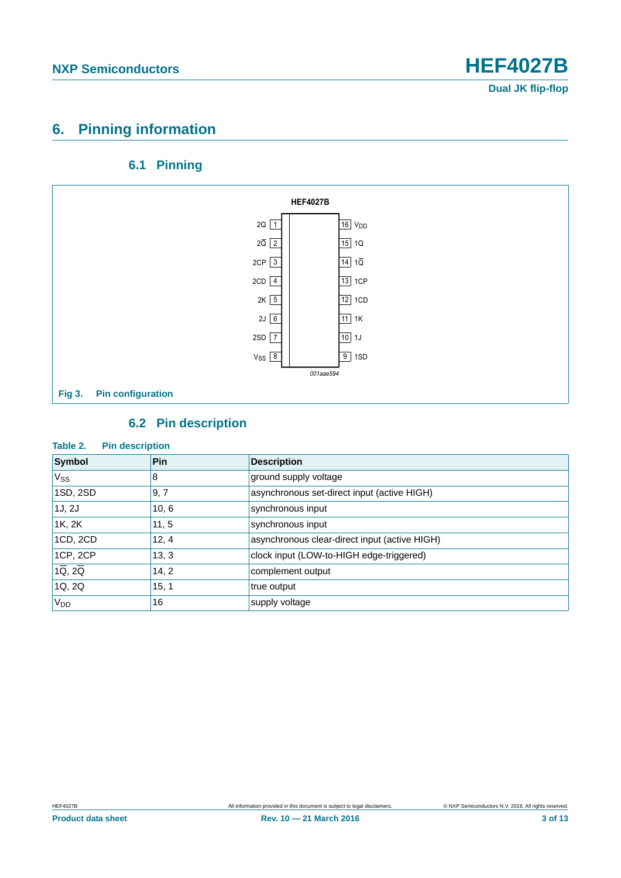## 6. Pinning information

### 6.1 Pinning

Fig 3. Pin configuration

### 6.2 Pin description

Table 2. Pin description

| Symbol | Pin | Description |
|---|---|---|
| $V_{SS}$ | 8 | ground supply voltage |
| 1SD, 2SD | 9, 7 | asynchronous set-direct input (active HIGH) |
| 1J, 2J | 10, 6 | synchronous input |
| 1K, 2K | 11, 5 | synchronous input |
| 1CD, 2CD | 12, 4 | asynchronous clear-direct input (active HIGH) |
| 1CP, 2CP | 13, 3 | clock input (LOW-to-HIGH edge-triggered) |
| $1\overline{Q}$, $2\overline{Q}$ | 14, 2 | complement output |
| 1Q, 2Q | 15, 1 | true output |
| $V_{DD}$ | 16 | supply voltage |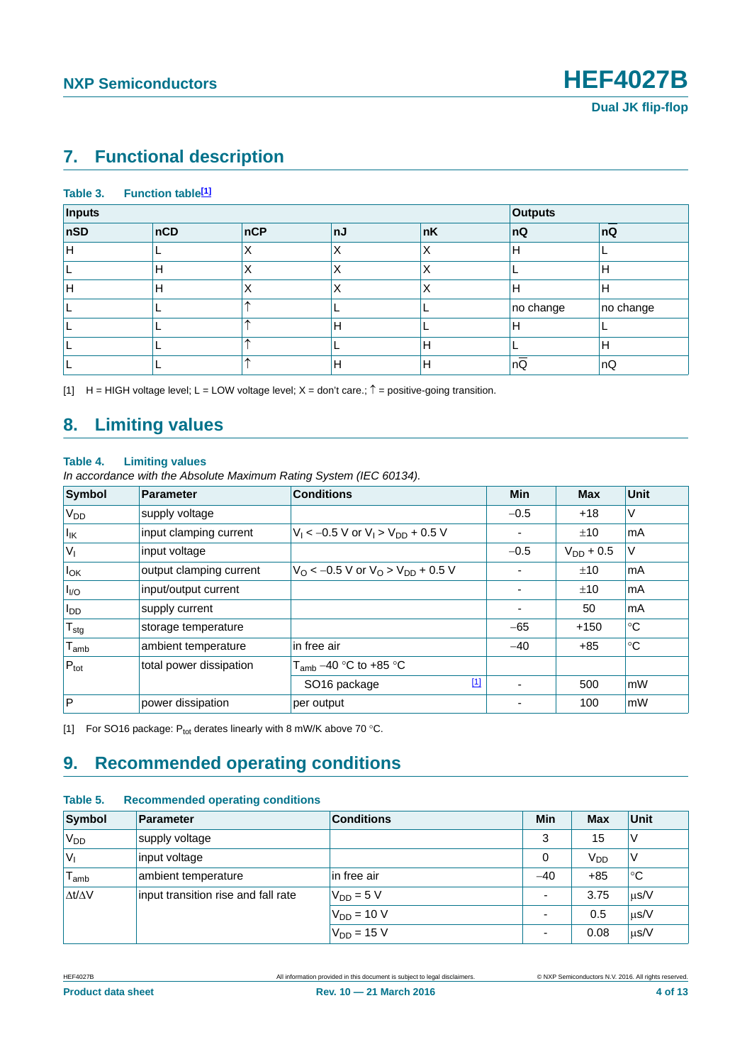## 7. Functional description

**Table 3. Function table[1]**

| Inputs | | | | | Outputs | |
|---|---|---|---|---|---|---|
| nSD | nCD | nCP | nJ | nK | nQ | $n\overline{Q}$ |
| H | L | X | X | X | H | L |
| L | H | X | X | X | L | H |
| H | H | X | X | X | H | H |
| L | L | ↑ | L | L | no change | no change |
| L | L | ↑ | H | L | H | L |
| L | L | ↑ | L | H | L | H |
| L | L | ↑ | H | H | $n\overline{Q}$ | nQ |

[1] H = HIGH voltage level; L = LOW voltage level; X = don't care.; ↑ = positive-going transition.

## 8. Limiting values

**Table 4. Limiting values**

*In accordance with the Absolute Maximum Rating System (IEC 60134).*

| Symbol | Parameter | Conditions | Min | Max | Unit |
|---|---|---|---|---|---|
| $V_{DD}$ | supply voltage | | −0.5 | +18 | V |
| $I_{IK}$ | input clamping current | $V_I < -0.5$ V or $V_I > V_{DD} + 0.5$ V | - | ±10 | mA |
| $V_I$ | input voltage | | −0.5 | $V_{DD} + 0.5$ | V |
| $I_{OK}$ | output clamping current | $V_O < -0.5$ V or $V_O > V_{DD} + 0.5$ V | - | ±10 | mA |
| $I_{I/O}$ | input/output current | | - | ±10 | mA |
| $I_{DD}$ | supply current | | - | 50 | mA |
| $T_{stg}$ | storage temperature | | −65 | +150 | °C |
| $T_{amb}$ | ambient temperature | in free air | −40 | +85 | °C |
| $P_{tot}$ | total power dissipation | $T_{amb}$ −40 °C to +85 °C | | | |
| | | SO16 package [1] | - | 500 | mW |
| P | power dissipation | per output | - | 100 | mW |

[1] For SO16 package: $P_{tot}$ derates linearly with 8 mW/K above 70 °C.

## 9. Recommended operating conditions

**Table 5. Recommended operating conditions**

| Symbol | Parameter | Conditions | Min | Max | Unit |
|---|---|---|---|---|---|
| $V_{DD}$ | supply voltage | | 3 | 15 | V |
| $V_I$ | input voltage | | 0 | $V_{DD}$ | V |
| $T_{amb}$ | ambient temperature | in free air | −40 | +85 | °C |
| $\Delta t/\Delta V$ | input transition rise and fall rate | $V_{DD} = 5$ V | - | 3.75 | μs/V |
| | | $V_{DD} = 10$ V | - | 0.5 | μs/V |
| | | $V_{DD} = 15$ V | - | 0.08 | μs/V |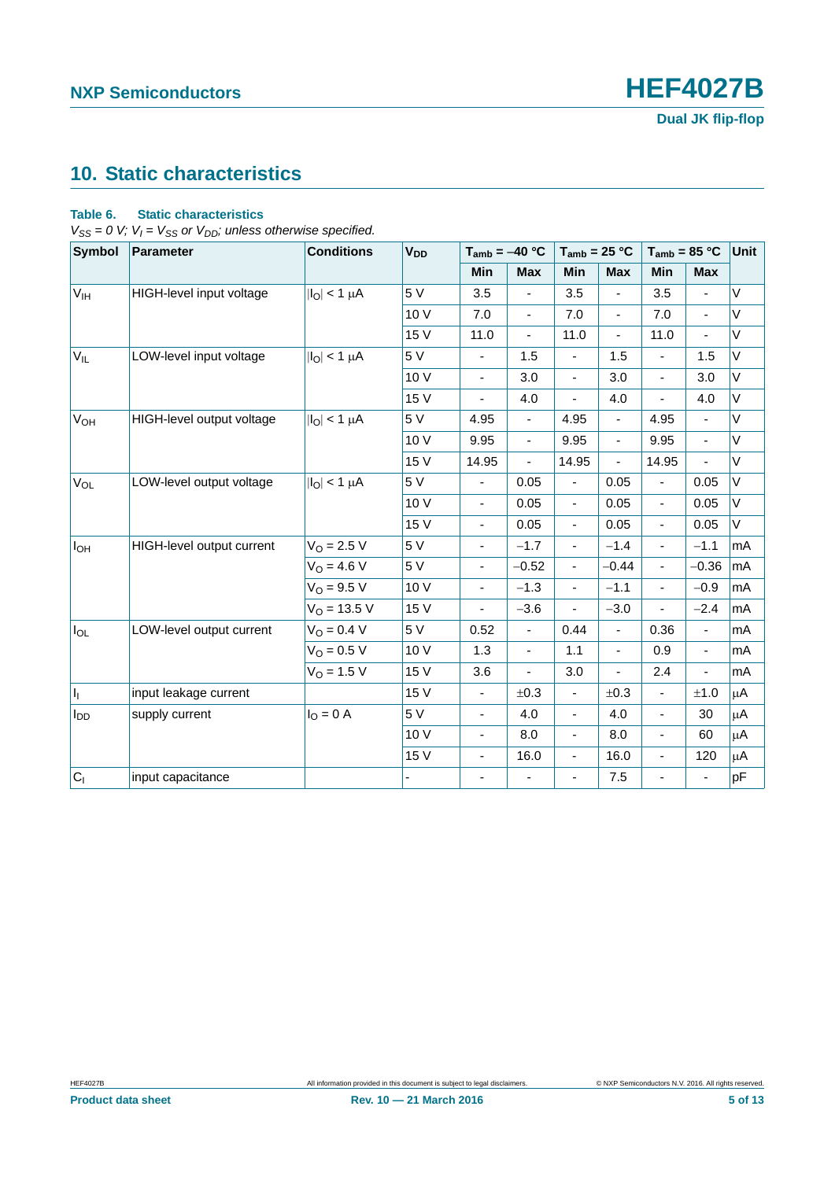## 10. Static characteristics

**Table 6. Static characteristics**

*$V_{SS}$ = 0 V; $V_I$ = $V_{SS}$ or $V_{DD}$; unless otherwise specified.*

| Symbol | Parameter | Conditions | $V_{DD}$ | $T_{amb}$ = −40 °C | | $T_{amb}$ = 25 °C | | $T_{amb}$ = 85 °C | | Unit |
|---|---|---|---|---|---|---|---|---|---|---|
| | | | | Min | Max | Min | Max | Min | Max | |
| $V_{IH}$ | HIGH-level input voltage | $\|I_O\|$ < 1 μA | 5 V | 3.5 | - | 3.5 | - | 3.5 | - | V |
| | | | 10 V | 7.0 | - | 7.0 | - | 7.0 | - | V |
| | | | 15 V | 11.0 | - | 11.0 | - | 11.0 | - | V |
| $V_{IL}$ | LOW-level input voltage | $\|I_O\|$ < 1 μA | 5 V | - | 1.5 | - | 1.5 | - | 1.5 | V |
| | | | 10 V | - | 3.0 | - | 3.0 | - | 3.0 | V |
| | | | 15 V | - | 4.0 | - | 4.0 | - | 4.0 | V |
| $V_{OH}$ | HIGH-level output voltage | $\|I_O\|$ < 1 μA | 5 V | 4.95 | - | 4.95 | - | 4.95 | - | V |
| | | | 10 V | 9.95 | - | 9.95 | - | 9.95 | - | V |
| | | | 15 V | 14.95 | - | 14.95 | - | 14.95 | - | V |
| $V_{OL}$ | LOW-level output voltage | $\|I_O\|$ < 1 μA | 5 V | - | 0.05 | - | 0.05 | - | 0.05 | V |
| | | | 10 V | - | 0.05 | - | 0.05 | - | 0.05 | V |
| | | | 15 V | - | 0.05 | - | 0.05 | - | 0.05 | V |
| $I_{OH}$ | HIGH-level output current | $V_O$ = 2.5 V | 5 V | - | −1.7 | - | −1.4 | - | −1.1 | mA |
| | | $V_O$ = 4.6 V | 5 V | - | −0.52 | - | −0.44 | - | −0.36 | mA |
| | | $V_O$ = 9.5 V | 10 V | - | −1.3 | - | −1.1 | - | −0.9 | mA |
| | | $V_O$ = 13.5 V | 15 V | - | −3.6 | - | −3.0 | - | −2.4 | mA |
| $I_{OL}$ | LOW-level output current | $V_O$ = 0.4 V | 5 V | 0.52 | - | 0.44 | - | 0.36 | - | mA |
| | | $V_O$ = 0.5 V | 10 V | 1.3 | - | 1.1 | - | 0.9 | - | mA |
| | | $V_O$ = 1.5 V | 15 V | 3.6 | - | 3.0 | - | 2.4 | - | mA |
| $I_I$ | input leakage current | | 15 V | - | ±0.3 | - | ±0.3 | - | ±1.0 | μA |
| $I_{DD}$ | supply current | $I_O$ = 0 A | 5 V | - | 4.0 | - | 4.0 | - | 30 | μA |
| | | | 10 V | - | 8.0 | - | 8.0 | - | 60 | μA |
| | | | 15 V | - | 16.0 | - | 16.0 | - | 120 | μA |
| $C_I$ | input capacitance | | - | - | - | - | 7.5 | - | - | pF |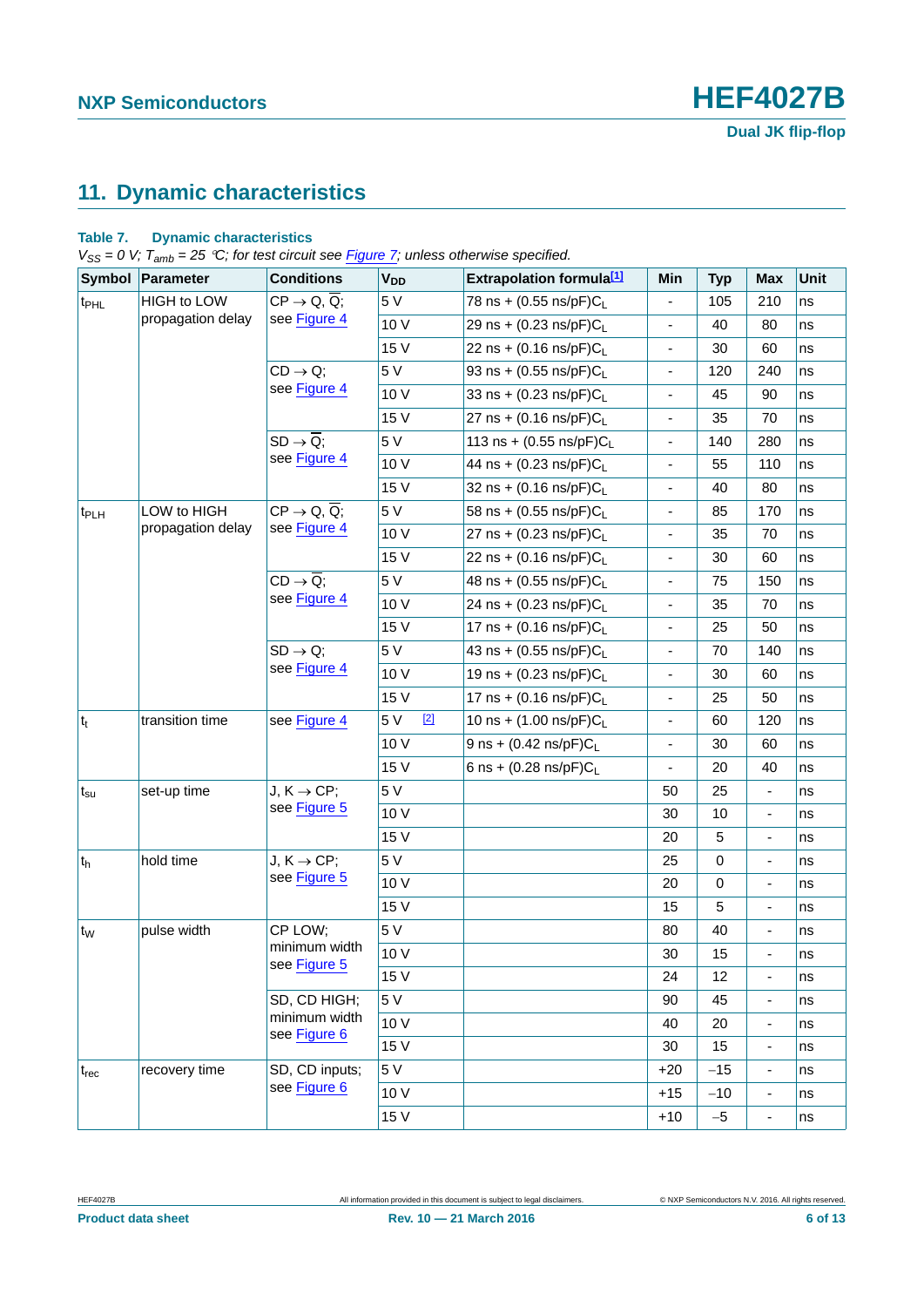## 11. Dynamic characteristics

**Table 7. Dynamic characteristics**

*$V_{SS}$ = 0 V; $T_{amb}$ = 25 °C; for test circuit see Figure 7; unless otherwise specified.*

| Symbol | Parameter | Conditions | $V_{DD}$ | Extrapolation formula[1] | Min | Typ | Max | Unit |
|---|---|---|---|---|---|---|---|---|
| $t_{PHL}$ | HIGH to LOW propagation delay | CP → Q, $\overline{Q}$; see Figure 4 | 5 V | 78 ns + (0.55 ns/pF)$C_L$ | - | 105 | 210 | ns |
| | | | 10 V | 29 ns + (0.23 ns/pF)$C_L$ | - | 40 | 80 | ns |
| | | | 15 V | 22 ns + (0.16 ns/pF)$C_L$ | - | 30 | 60 | ns |
| | | CD → Q; see Figure 4 | 5 V | 93 ns + (0.55 ns/pF)$C_L$ | - | 120 | 240 | ns |
| | | | 10 V | 33 ns + (0.23 ns/pF)$C_L$ | - | 45 | 90 | ns |
| | | | 15 V | 27 ns + (0.16 ns/pF)$C_L$ | - | 35 | 70 | ns |
| | | SD → $\overline{Q}$; see Figure 4 | 5 V | 113 ns + (0.55 ns/pF)$C_L$ | - | 140 | 280 | ns |
| | | | 10 V | 44 ns + (0.23 ns/pF)$C_L$ | - | 55 | 110 | ns |
| | | | 15 V | 32 ns + (0.16 ns/pF)$C_L$ | - | 40 | 80 | ns |
| $t_{PLH}$ | LOW to HIGH propagation delay | CP → Q, $\overline{Q}$; see Figure 4 | 5 V | 58 ns + (0.55 ns/pF)$C_L$ | - | 85 | 170 | ns |
| | | | 10 V | 27 ns + (0.23 ns/pF)$C_L$ | - | 35 | 70 | ns |
| | | | 15 V | 22 ns + (0.16 ns/pF)$C_L$ | - | 30 | 60 | ns |
| | | CD → $\overline{Q}$; see Figure 4 | 5 V | 48 ns + (0.55 ns/pF)$C_L$ | - | 75 | 150 | ns |
| | | | 10 V | 24 ns + (0.23 ns/pF)$C_L$ | - | 35 | 70 | ns |
| | | | 15 V | 17 ns + (0.16 ns/pF)$C_L$ | - | 25 | 50 | ns |
| | | SD → Q; see Figure 4 | 5 V | 43 ns + (0.55 ns/pF)$C_L$ | - | 70 | 140 | ns |
| | | | 10 V | 19 ns + (0.23 ns/pF)$C_L$ | - | 30 | 60 | ns |
| | | | 15 V | 17 ns + (0.16 ns/pF)$C_L$ | - | 25 | 50 | ns |
| $t_t$ | transition time | see Figure 4 | 5 V [2] | 10 ns + (1.00 ns/pF)$C_L$ | - | 60 | 120 | ns |
| | | | 10 V | 9 ns + (0.42 ns/pF)$C_L$ | - | 30 | 60 | ns |
| | | | 15 V | 6 ns + (0.28 ns/pF)$C_L$ | - | 20 | 40 | ns |
| $t_{su}$ | set-up time | J, K → CP; see Figure 5 | 5 V | | 50 | 25 | - | ns |
| | | | 10 V | | 30 | 10 | - | ns |
| | | | 15 V | | 20 | 5 | - | ns |
| $t_h$ | hold time | J, K → CP; see Figure 5 | 5 V | | 25 | 0 | - | ns |
| | | | 10 V | | 20 | 0 | - | ns |
| | | | 15 V | | 15 | 5 | - | ns |
| $t_W$ | pulse width | CP LOW; minimum width see Figure 5 | 5 V | | 80 | 40 | - | ns |
| | | | 10 V | | 30 | 15 | - | ns |
| | | | 15 V | | 24 | 12 | - | ns |
| | | SD, CD HIGH; minimum width see Figure 6 | 5 V | | 90 | 45 | - | ns |
| | | | 10 V | | 40 | 20 | - | ns |
| | | | 15 V | | 30 | 15 | - | ns |
| $t_{rec}$ | recovery time | SD, CD inputs; see Figure 6 | 5 V | | +20 | −15 | - | ns |
| | | | 10 V | | +15 | −10 | - | ns |
| | | | 15 V | | +10 | −5 | - | ns |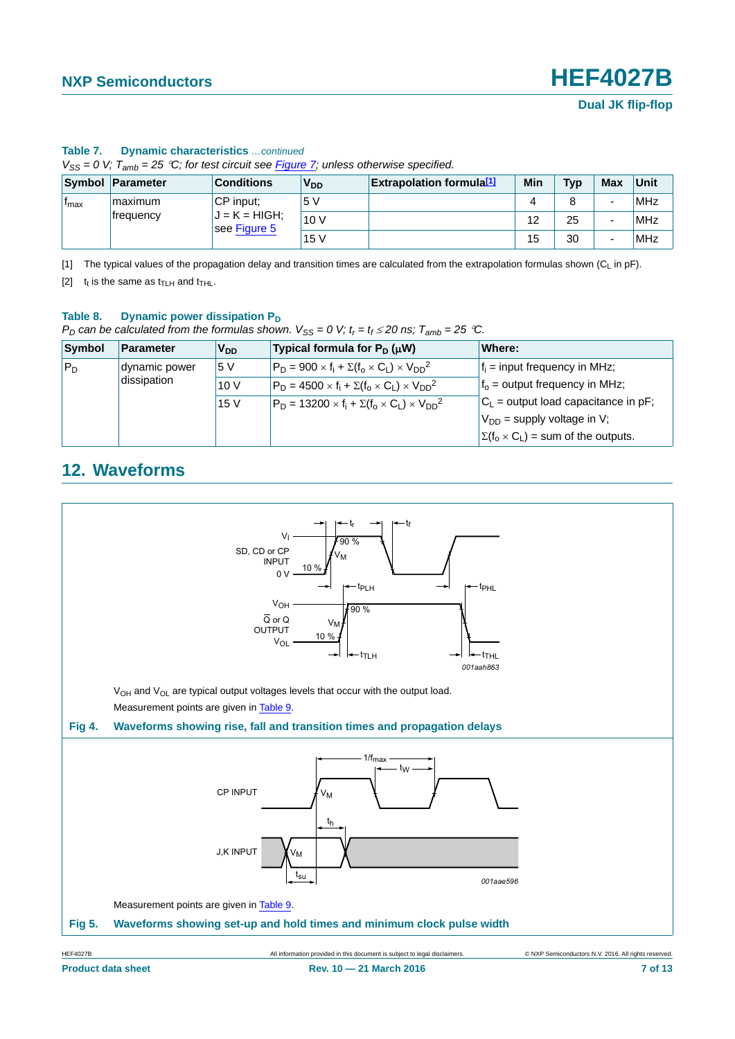**Table 7. Dynamic characteristics** *...continued*

*$V_{SS}$ = 0 V; $T_{amb}$ = 25 °C; for test circuit see Figure 7; unless otherwise specified.*

| Symbol | Parameter | Conditions | $V_{DD}$ | Extrapolation formula[1] | Min | Typ | Max | Unit |
|---|---|---|---|---|---|---|---|---|
| $f_{max}$ | maximum frequency | CP input; J = K = HIGH; see Figure 5 | 5 V | | 4 | 8 | - | MHz |
| | | | 10 V | | 12 | 25 | - | MHz |
| | | | 15 V | | 15 | 30 | - | MHz |

[1] The typical values of the propagation delay and transition times are calculated from the extrapolation formulas shown ($C_L$ in pF).

[2] $t_t$ is the same as $t_{TLH}$ and $t_{THL}$.

**Table 8. Dynamic power dissipation $P_D$**

*$P_D$ can be calculated from the formulas shown. $V_{SS}$ = 0 V; $t_r = t_f \leq 20$ ns; $T_{amb}$ = 25 °C.*

| Symbol | Parameter | $V_{DD}$ | Typical formula for $P_D$ (μW) | Where: |
|---|---|---|---|---|
| $P_D$ | dynamic power dissipation | 5 V | $P_D = 900 \times f_i + \Sigma(f_o \times C_L) \times V_{DD}^2$ | $f_i$ = input frequency in MHz; |
| | | 10 V | $P_D = 4500 \times f_i + \Sigma(f_o \times C_L) \times V_{DD}^2$ | $f_o$ = output frequency in MHz; |
| | | 15 V | $P_D = 13200 \times f_i + \Sigma(f_o \times C_L) \times V_{DD}^2$ | $C_L$ = output load capacitance in pF; |
| | | | | $V_{DD}$ = supply voltage in V; |
| | | | | $\Sigma(f_o \times C_L)$ = sum of the outputs. |

## 12. Waveforms

$V_{OH}$ and $V_{OL}$ are typical output voltages levels that occur with the output load.

Measurement points are given in Table 9.

**Fig 4. Waveforms showing rise, fall and transition times and propagation delays**

Measurement points are given in Table 9.

**Fig 5. Waveforms showing set-up and hold times and minimum clock pulse width**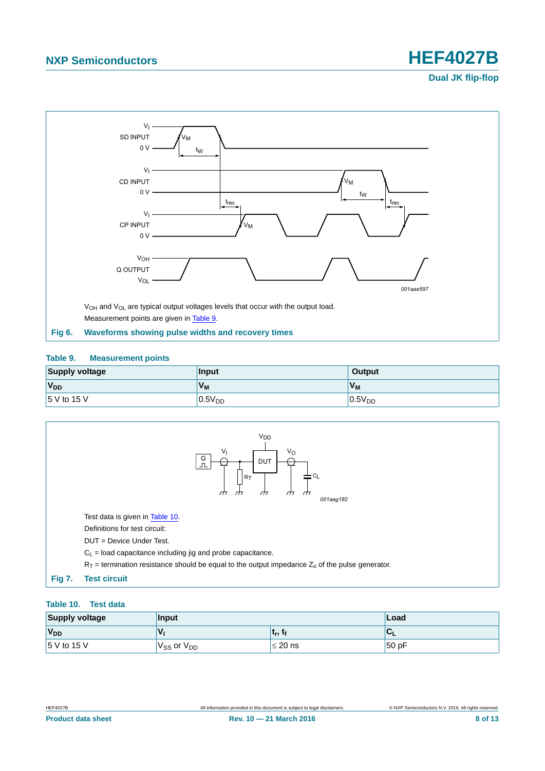$V_{OH}$ and $V_{OL}$ are typical output voltages levels that occur with the output load.

Measurement points are given in Table 9.

**Fig 6. Waveforms showing pulse widths and recovery times**

**Table 9. Measurement points**

| Supply voltage | Input | Output |
|---|---|---|
| $V_{DD}$ | $V_M$ | $V_M$ |
| 5 V to 15 V | $0.5V_{DD}$ | $0.5V_{DD}$ |

Test data is given in Table 10.

Definitions for test circuit:

DUT = Device Under Test.

$C_L$ = load capacitance including jig and probe capacitance.

$R_T$ = termination resistance should be equal to the output impedance $Z_o$ of the pulse generator.

**Fig 7. Test circuit**

**Table 10. Test data**

| Supply voltage | Input | | Load |
|---|---|---|---|
| $V_{DD}$ | $V_I$ | $t_r$, $t_f$ | $C_L$ |
| 5 V to 15 V | $V_{SS}$ or $V_{DD}$ | ≤ 20 ns | 50 pF |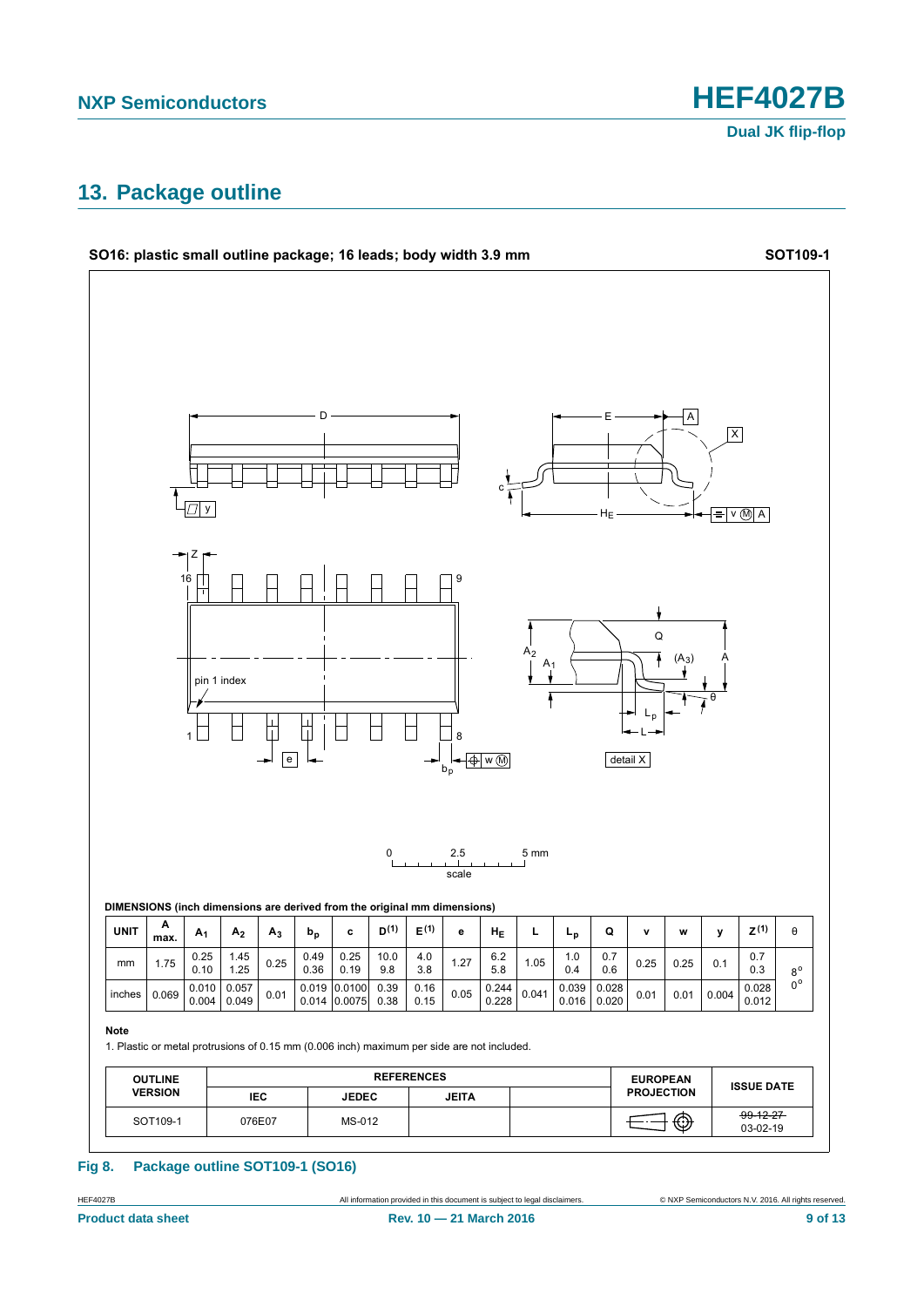## 13. Package outline

**SO16: plastic small outline package; 16 leads; body width 3.9 mm** **SOT109-1**

**DIMENSIONS (inch dimensions are derived from the original mm dimensions)**

| UNIT | A max. | $A_1$ | $A_2$ | $A_3$ | $b_p$ | c | D[(1)] | E[(1)] | e | $H_E$ | L | $L_p$ | Q | v | w | y | Z[(1)] | θ |
|---|---|---|---|---|---|---|---|---|---|---|---|---|---|---|---|---|---|---|
| mm | 1.75 | 0.25<br>0.10 | 1.45<br>1.25 | 0.25 | 0.49<br>0.36 | 0.25<br>0.19 | 10.0<br>9.8 | 4.0<br>3.8 | 1.27 | 6.2<br>5.8 | 1.05 | 1.0<br>0.4 | 0.7<br>0.6 | 0.25 | 0.25 | 0.1 | 0.7<br>0.3 | 8°<br>0° |
| inches | 0.069 | 0.010<br>0.004 | 0.057<br>0.049 | 0.01 | 0.019<br>0.014 | 0.0100<br>0.0075 | 0.39<br>0.38 | 0.16<br>0.15 | 0.05 | 0.244<br>0.228 | 0.041 | 0.039<br>0.016 | 0.028<br>0.020 | 0.01 | 0.01 | 0.004 | 0.028<br>0.012 | |

**Note**

1. Plastic or metal protrusions of 0.15 mm (0.006 inch) maximum per side are not included.

| OUTLINE VERSION | REFERENCES | | | | EUROPEAN PROJECTION | ISSUE DATE |
|---|---|---|---|---|---|---|
| | IEC | JEDEC | JEITA | | | |
| SOT109-1 | 076E07 | MS-012 | | | | ~~99-12-27~~<br>03-02-19 |

**Fig 8. Package outline SOT109-1 (SO16)**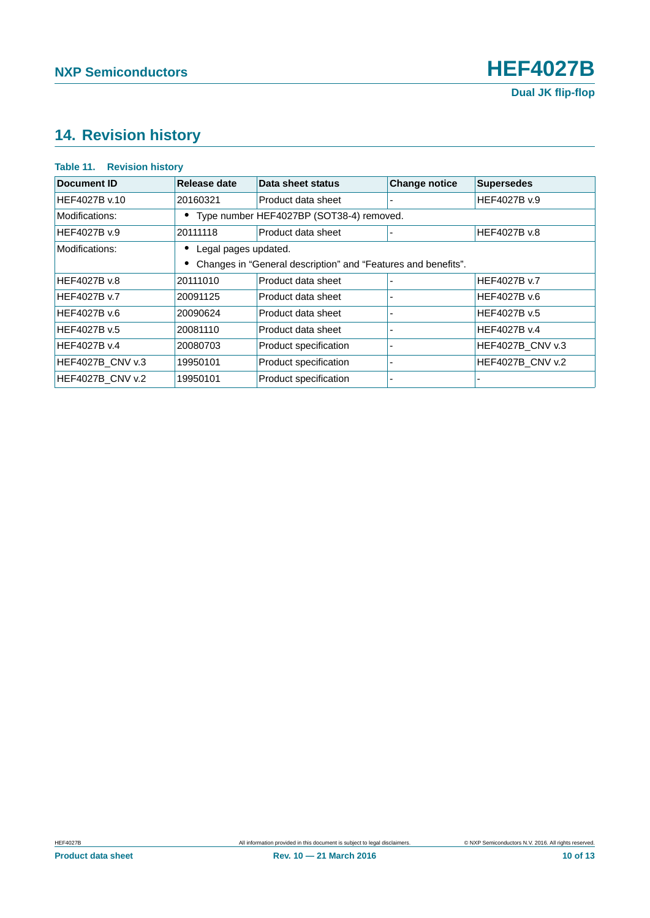## 14. Revision history

**Table 11. Revision history**

| Document ID | Release date | Data sheet status | Change notice | Supersedes |
|---|---|---|---|---|
| HEF4027B v.10 | 20160321 | Product data sheet | - | HEF4027B v.9 |
| Modifications: | • Type number HEF4027BP (SOT38-4) removed. | | | |
| HEF4027B v.9 | 20111118 | Product data sheet | - | HEF4027B v.8 |
| Modifications: | • Legal pages updated. • Changes in “General description” and “Features and benefits”. | | | |
| HEF4027B v.8 | 20111010 | Product data sheet | - | HEF4027B v.7 |
| HEF4027B v.7 | 20091125 | Product data sheet | - | HEF4027B v.6 |
| HEF4027B v.6 | 20090624 | Product data sheet | - | HEF4027B v.5 |
| HEF4027B v.5 | 20081110 | Product data sheet | - | HEF4027B v.4 |
| HEF4027B v.4 | 20080703 | Product specification | - | HEF4027B_CNV v.3 |
| HEF4027B_CNV v.3 | 19950101 | Product specification | - | HEF4027B_CNV v.2 |
| HEF4027B_CNV v.2 | 19950101 | Product specification | - | - |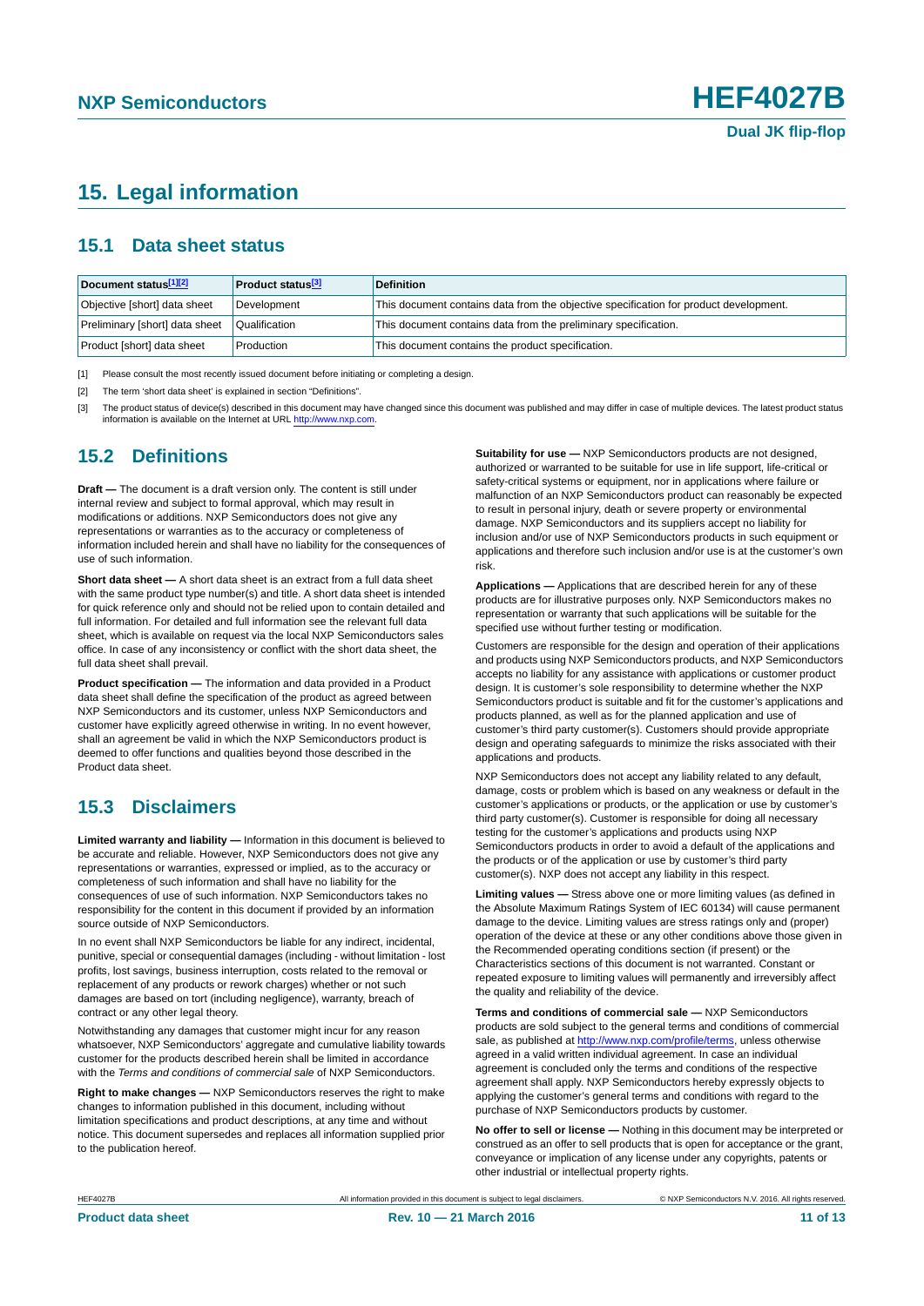# 15. Legal information

## 15.1 Data sheet status

| Document status[1][2] | Product status[3] | Definition |
|---|---|---|
| Objective [short] data sheet | Development | This document contains data from the objective specification for product development. |
| Preliminary [short] data sheet | Qualification | This document contains data from the preliminary specification. |
| Product [short] data sheet | Production | This document contains the product specification. |

[1] Please consult the most recently issued document before initiating or completing a design.

[2] The term 'short data sheet' is explained in section "Definitions".

[3] The product status of device(s) described in this document may have changed since this document was published and may differ in case of multiple devices. The latest product status information is available on the Internet at URL http://www.nxp.com.

## 15.2 Definitions

**Draft —** The document is a draft version only. The content is still under internal review and subject to formal approval, which may result in modifications or additions. NXP Semiconductors does not give any representations or warranties as to the accuracy or completeness of information included herein and shall have no liability for the consequences of use of such information.

**Short data sheet —** A short data sheet is an extract from a full data sheet with the same product type number(s) and title. A short data sheet is intended for quick reference only and should not be relied upon to contain detailed and full information. For detailed and full information see the relevant full data sheet, which is available on request via the local NXP Semiconductors sales office. In case of any inconsistency or conflict with the short data sheet, the full data sheet shall prevail.

**Product specification —** The information and data provided in a Product data sheet shall define the specification of the product as agreed between NXP Semiconductors and its customer, unless NXP Semiconductors and customer have explicitly agreed otherwise in writing. In no event however, shall an agreement be valid in which the NXP Semiconductors product is deemed to offer functions and qualities beyond those described in the Product data sheet.

## 15.3 Disclaimers

**Limited warranty and liability —** Information in this document is believed to be accurate and reliable. However, NXP Semiconductors does not give any representations or warranties, expressed or implied, as to the accuracy or completeness of such information and shall have no liability for the consequences of use of such information. NXP Semiconductors takes no responsibility for the content in this document if provided by an information source outside of NXP Semiconductors.

In no event shall NXP Semiconductors be liable for any indirect, incidental, punitive, special or consequential damages (including - without limitation - lost profits, lost savings, business interruption, costs related to the removal or replacement of any products or rework charges) whether or not such damages are based on tort (including negligence), warranty, breach of contract or any other legal theory.

Notwithstanding any damages that customer might incur for any reason whatsoever, NXP Semiconductors' aggregate and cumulative liability towards customer for the products described herein shall be limited in accordance with the *Terms and conditions of commercial sale* of NXP Semiconductors.

**Right to make changes —** NXP Semiconductors reserves the right to make changes to information published in this document, including without limitation specifications and product descriptions, at any time and without notice. This document supersedes and replaces all information supplied prior to the publication hereof.

**Suitability for use —** NXP Semiconductors products are not designed, authorized or warranted to be suitable for use in life support, life-critical or safety-critical systems or equipment, nor in applications where failure or malfunction of an NXP Semiconductors product can reasonably be expected to result in personal injury, death or severe property or environmental damage. NXP Semiconductors and its suppliers accept no liability for inclusion and/or use of NXP Semiconductors products in such equipment or applications and therefore such inclusion and/or use is at the customer's own risk.

**Applications —** Applications that are described herein for any of these products are for illustrative purposes only. NXP Semiconductors makes no representation or warranty that such applications will be suitable for the specified use without further testing or modification.

Customers are responsible for the design and operation of their applications and products using NXP Semiconductors products, and NXP Semiconductors accepts no liability for any assistance with applications or customer product design. It is customer's sole responsibility to determine whether the NXP Semiconductors product is suitable and fit for the customer's applications and products planned, as well as for the planned application and use of customer's third party customer(s). Customers should provide appropriate design and operating safeguards to minimize the risks associated with their applications and products.

NXP Semiconductors does not accept any liability related to any default, damage, costs or problem which is based on any weakness or default in the customer's applications or products, or the application or use by customer's third party customer(s). Customer is responsible for doing all necessary testing for the customer's applications and products using NXP Semiconductors products in order to avoid a default of the applications and the products or of the application or use by customer's third party customer(s). NXP does not accept any liability in this respect.

**Limiting values —** Stress above one or more limiting values (as defined in the Absolute Maximum Ratings System of IEC 60134) will cause permanent damage to the device. Limiting values are stress ratings only and (proper) operation of the device at these or any other conditions above those given in the Recommended operating conditions section (if present) or the Characteristics sections of this document is not warranted. Constant or repeated exposure to limiting values will permanently and irreversibly affect the quality and reliability of the device.

**Terms and conditions of commercial sale —** NXP Semiconductors products are sold subject to the general terms and conditions of commercial sale, as published at http://www.nxp.com/profile/terms, unless otherwise agreed in a valid written individual agreement. In case an individual agreement is concluded only the terms and conditions of the respective agreement shall apply. NXP Semiconductors hereby expressly objects to applying the customer's general terms and conditions with regard to the purchase of NXP Semiconductors products by customer.

**No offer to sell or license —** Nothing in this document may be interpreted or construed as an offer to sell products that is open for acceptance or the grant, conveyance or implication of any license under any copyrights, patents or other industrial or intellectual property rights.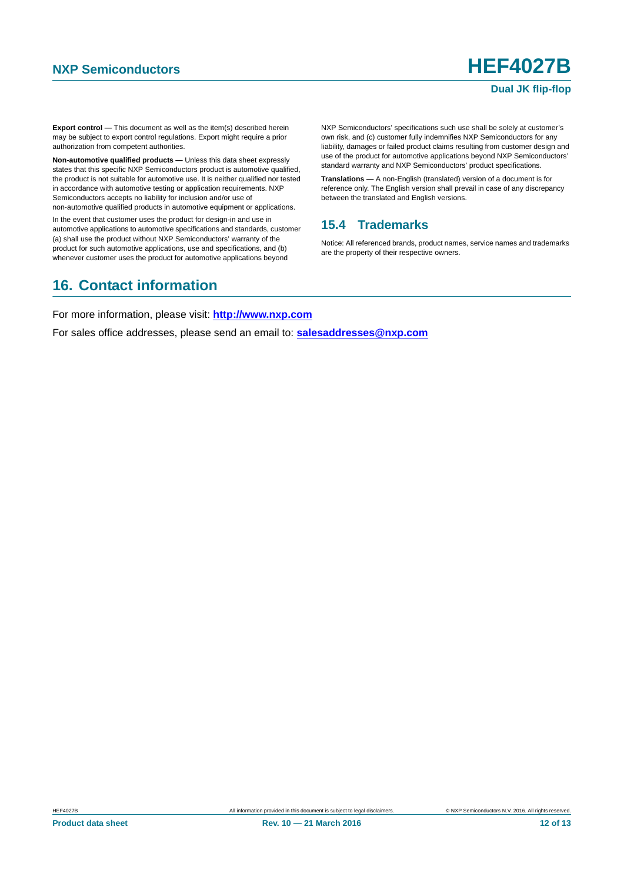**Export control —** This document as well as the item(s) described herein may be subject to export control regulations. Export might require a prior authorization from competent authorities.

**Non-automotive qualified products —** Unless this data sheet expressly states that this specific NXP Semiconductors product is automotive qualified, the product is not suitable for automotive use. It is neither qualified nor tested in accordance with automotive testing or application requirements. NXP Semiconductors accepts no liability for inclusion and/or use of non-automotive qualified products in automotive equipment or applications.

In the event that customer uses the product for design-in and use in automotive applications to automotive specifications and standards, customer (a) shall use the product without NXP Semiconductors' warranty of the product for such automotive applications, use and specifications, and (b) whenever customer uses the product for automotive applications beyond NXP Semiconductors' specifications such use shall be solely at customer's own risk, and (c) customer fully indemnifies NXP Semiconductors for any liability, damages or failed product claims resulting from customer design and use of the product for automotive applications beyond NXP Semiconductors' standard warranty and NXP Semiconductors' product specifications.

**Translations —** A non-English (translated) version of a document is for reference only. The English version shall prevail in case of any discrepancy between the translated and English versions.

### 15.4 Trademarks

Notice: All referenced brands, product names, service names and trademarks are the property of their respective owners.

## 16. Contact information

For more information, please visit: **http://www.nxp.com**

For sales office addresses, please send an email to: **salesaddresses@nxp.com**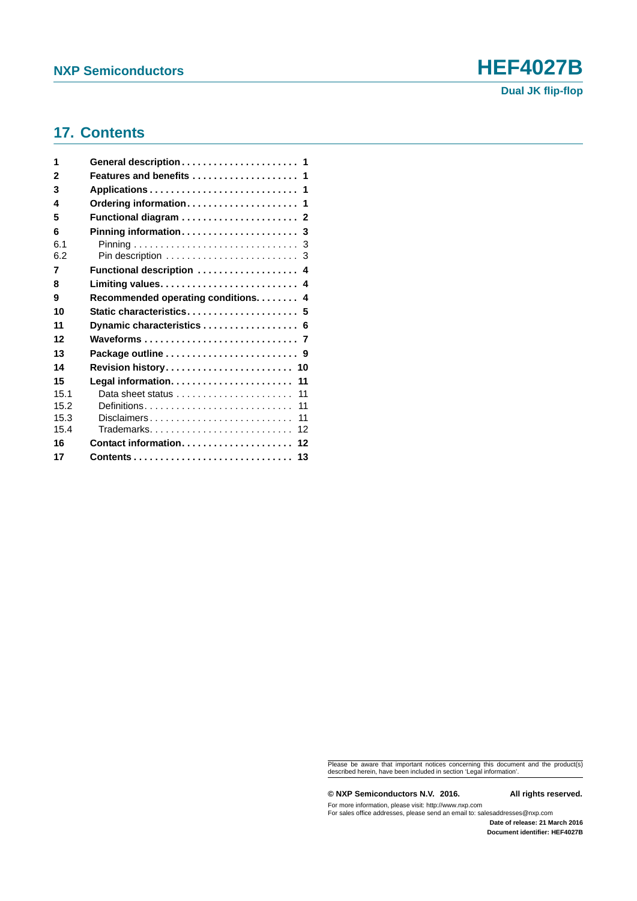## 17. Contents

| | | |
|---|---|---|
| **1** | **General description** | **1** |
| **2** | **Features and benefits** | **1** |
| **3** | **Applications** | **1** |
| **4** | **Ordering information** | **1** |
| **5** | **Functional diagram** | **2** |
| **6** | **Pinning information** | **3** |
| 6.1 | Pinning | 3 |
| 6.2 | Pin description | 3 |
| **7** | **Functional description** | **4** |
| **8** | **Limiting values** | **4** |
| **9** | **Recommended operating conditions** | **4** |
| **10** | **Static characteristics** | **5** |
| **11** | **Dynamic characteristics** | **6** |
| **12** | **Waveforms** | **7** |
| **13** | **Package outline** | **9** |
| **14** | **Revision history** | **10** |
| **15** | **Legal information** | **11** |
| 15.1 | Data sheet status | 11 |
| 15.2 | Definitions | 11 |
| 15.3 | Disclaimers | 11 |
| 15.4 | Trademarks | 12 |
| **16** | **Contact information** | **12** |
| **17** | **Contents** | **13** |

Please be aware that important notices concerning this document and the product(s) described herein, have been included in section 'Legal information'.

**© NXP Semiconductors N.V. 2016. All rights reserved.**

For more information, please visit: http://www.nxp.com
For sales office addresses, please send an email to: salesaddresses@nxp.com

**Date of release: 21 March 2016**
**Document identifier: HEF4027B**